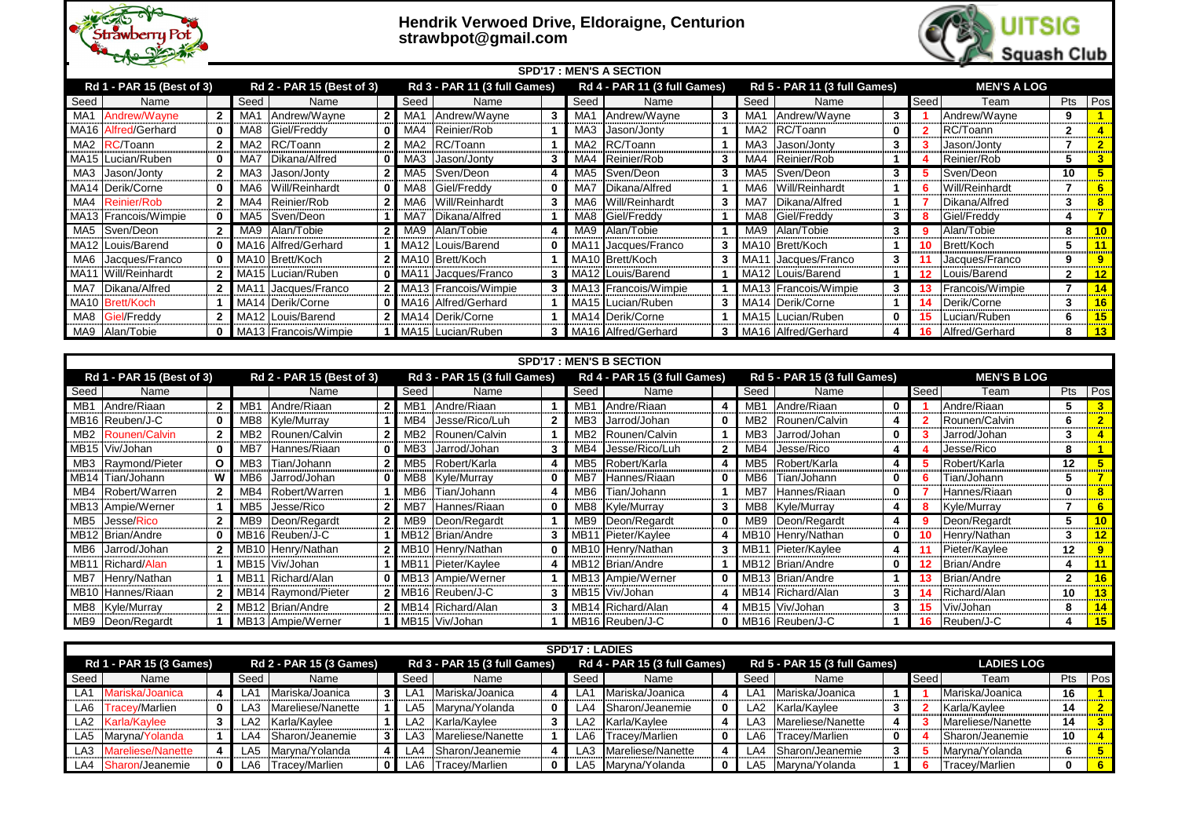# Hendrik Verwoed Drive, Eldoraigne, Centurion
strawbpot@gmail.com

## SPD'17 : MEN'S A SECTION

| Rd 1 - PAR 15 (Best of 3) | | | Rd 2 - PAR 15 (Best of 3) | | | Rd 3 - PAR 11 (3 full Games) | | | Rd 4 - PAR 11 (3 full Games) | | | Rd 5 - PAR 11 (3 full Games) | | | MEN'S A LOG | | | |
|---|---|---|---|---|---|---|---|---|---|---|---|---|---|---|---|---|---|---|
| Seed | Name | | Seed | Name | | Seed | Name | | Seed | Name | | Seed | Name | | Seed | Team | Pts | Pos |
| MA1 | Andrew/Wayne | 2 | MA1 | Andrew/Wayne | 2 | MA1 | Andrew/Wayne | 3 | MA1 | Andrew/Wayne | 3 | MA1 | Andrew/Wayne | 3 | 1 | Andrew/Wayne | 9 | 1 |
| MA16 | Alfred/Gerhard | 0 | MA8 | Giel/Freddy | 0 | MA4 | Reinier/Rob | 1 | MA3 | Jason/Jonty | 1 | MA2 | RC/Toann | 0 | 2 | RC/Toann | 2 | 4 |
| MA2 | RC/Toann | 2 | MA2 | RC/Toann | 2 | MA2 | RC/Toann | 1 | MA2 | RC/Toann | 1 | MA3 | Jason/Jonty | 3 | 3 | Jason/Jonty | 7 | 2 |
| MA15 | Lucian/Ruben | 0 | MA7 | Dikana/Alfred | 0 | MA3 | Jason/Jonty | 3 | MA4 | Reinier/Rob | 3 | MA4 | Reinier/Rob | 1 | 4 | Reinier/Rob | 5 | 3 |
| MA3 | Jason/Jonty | 2 | MA3 | Jason/Jonty | 2 | MA5 | Sven/Deon | 4 | MA5 | Sven/Deon | 3 | MA5 | Sven/Deon | 3 | 5 | Sven/Deon | 10 | 5 |
| MA14 | Derik/Corne | 0 | MA6 | Will/Reinhardt | 0 | MA8 | Giel/Freddy | 0 | MA7 | Dikana/Alfred | 1 | MA6 | Will/Reinhardt | 1 | 6 | Will/Reinhardt | 7 | 6 |
| MA4 | Reinier/Rob | 2 | MA4 | Reinier/Rob | 2 | MA6 | Will/Reinhardt | 3 | MA6 | Will/Reinhardt | 3 | MA7 | Dikana/Alfred | 1 | 7 | Dikana/Alfred | 3 | 8 |
| MA13 | Francois/Wimpie | 0 | MA5 | Sven/Deon | 1 | MA7 | Dikana/Alfred | 1 | MA8 | Giel/Freddy | 1 | MA8 | Giel/Freddy | 3 | 8 | Giel/Freddy | 4 | 7 |
| MA5 | Sven/Deon | 2 | MA9 | Alan/Tobie | 2 | MA9 | Alan/Tobie | 4 | MA9 | Alan/Tobie | 1 | MA9 | Alan/Tobie | 3 | 9 | Alan/Tobie | 8 | 10 |
| MA12 | Louis/Barend | 0 | MA16 | Alfred/Gerhard | 1 | MA12 | Louis/Barend | 0 | MA11 | Jacques/Franco | 3 | MA10 | Brett/Koch | 1 | 10 | Brett/Koch | 5 | 11 |
| MA6 | Jacques/Franco | 0 | MA10 | Brett/Koch | 2 | MA10 | Brett/Koch | 1 | MA10 | Brett/Koch | 1 | MA11 | Jacques/Franco | 3 | 11 | Jacques/Franco | 9 | 9 |
| MA11 | Will/Reinhardt | 2 | MA15 | Lucian/Ruben | 0 | MA11 | Jacques/Franco | 3 | MA12 | Louis/Barend | 1 | MA12 | Louis/Barend | 1 | 12 | Louis/Barend | 2 | 12 |
| MA7 | Dikana/Alfred | 2 | MA11 | Jacques/Franco | 2 | MA13 | Francois/Wimpie | 3 | MA13 | Francois/Wimpie | 1 | MA13 | Francois/Wimpie | 3 | 13 | Francois/Wimpie | 7 | 14 |
| MA10 | Brett/Koch | 1 | MA14 | Derik/Corne | 0 | MA16 | Alfred/Gerhard | 1 | MA15 | Lucian/Ruben | 3 | MA14 | Derik/Corne | 1 | 14 | Derik/Corne | 3 | 16 |
| MA8 | Giel/Freddy | 2 | MA12 | Louis/Barend | 2 | MA14 | Derik/Corne | 1 | MA14 | Derik/Corne | 1 | MA15 | Lucian/Ruben | 0 | 15 | Lucian/Ruben | 6 | 15 |
| MA9 | Alan/Tobie | 0 | MA13 | Francois/Wimpie | 1 | MA15 | Lucian/Ruben | 3 | MA16 | Alfred/Gerhard | 3 | MA16 | Alfred/Gerhard | 4 | 16 | Alfred/Gerhard | 8 | 13 |

## SPD'17 : MEN'S B SECTION

| Rd 1 - PAR 15 (Best of 3) | | | Rd 2 - PAR 15 (Best of 3) | | | Rd 3 - PAR 15 (3 full Games) | | | Rd 4 - PAR 15 (3 full Games) | | | Rd 5 - PAR 15 (3 full Games) | | | MEN'S B LOG | | | |
|---|---|---|---|---|---|---|---|---|---|---|---|---|---|---|---|---|---|---|
| Seed | Name | | | Name | | Seed | Name | | Seed | Name | | Seed | Name | | Seed | Team | Pts | Pos |
| MB1 | Andre/Riaan | 2 | MB1 | Andre/Riaan | 2 | MB1 | Andre/Riaan | 1 | MB1 | Andre/Riaan | 4 | MB1 | Andre/Riaan | 0 | 1 | Andre/Riaan | 5 | 3 |
| MB16 | Reuben/J-C | 0 | MB8 | Kyle/Murray | 1 | MB4 | Jesse/Rico/Luh | 2 | MB3 | Jarrod/Johan | 0 | MB2 | Rounen/Calvin | 4 | 2 | Rounen/Calvin | 6 | 2 |
| MB2 | Rounen/Calvin | 2 | MB2 | Rounen/Calvin | 2 | MB2 | Rounen/Calvin | 1 | MB2 | Rounen/Calvin | 1 | MB3 | Jarrod/Johan | 0 | 3 | Jarrod/Johan | 3 | 4 |
| MB15 | Viv/Johan | 0 | MB7 | Hannes/Riaan | 0 | MB3 | Jarrod/Johan | 3 | MB4 | Jesse/Rico/Luh | 2 | MB4 | Jesse/Rico | 4 | 4 | Jesse/Rico | 8 | 1 |
| MB3 | Raymond/Pieter | O | MB3 | Tian/Johann | 2 | MB5 | Robert/Karla | 4 | MB5 | Robert/Karla | 4 | MB5 | Robert/Karla | 4 | 5 | Robert/Karla | 12 | 5 |
| MB14 | Tian/Johann | W | MB6 | Jarrod/Johan | 0 | MB8 | Kyle/Murray | 0 | MB7 | Hannes/Riaan | 0 | MB6 | Tian/Johann | 0 | 6 | Tian/Johann | 5 | 7 |
| MB4 | Robert/Warren | 2 | MB4 | Robert/Warren | 1 | MB6 | Tian/Johann | 4 | MB6 | Tian/Johann | 1 | MB7 | Hannes/Riaan | 0 | 7 | Hannes/Riaan | 0 | 8 |
| MB13 | Ampie/Werner | 1 | MB5 | Jesse/Rico | 2 | MB7 | Hannes/Riaan | 0 | MB8 | Kyle/Murray | 3 | MB8 | Kyle/Murray | 4 | 8 | Kyle/Murray | 7 | 6 |
| MB5 | Jesse/Rico | 2 | MB9 | Deon/Regardt | 2 | MB9 | Deon/Regardt | 1 | MB9 | Deon/Regardt | 0 | MB9 | Deon/Regardt | 4 | 9 | Deon/Regardt | 5 | 10 |
| MB12 | Brian/Andre | 0 | MB16 | Reuben/J-C | 1 | MB12 | Brian/Andre | 3 | MB11 | Pieter/Kaylee | 4 | MB10 | Henry/Nathan | 0 | 10 | Henry/Nathan | 3 | 12 |
| MB6 | Jarrod/Johan | 2 | MB10 | Henry/Nathan | 2 | MB10 | Henry/Nathan | 0 | MB10 | Henry/Nathan | 3 | MB11 | Pieter/Kaylee | 4 | 11 | Pieter/Kaylee | 12 | 9 |
| MB11 | Richard/Alan | 1 | MB15 | Viv/Johan | 1 | MB11 | Pieter/Kaylee | 4 | MB12 | Brian/Andre | 1 | MB12 | Brian/Andre | 0 | 12 | Brian/Andre | 4 | 11 |
| MB7 | Henry/Nathan | 1 | MB11 | Richard/Alan | 0 | MB13 | Ampie/Werner | 1 | MB13 | Ampie/Werner | 0 | MB13 | Brian/Andre | 1 | 13 | Brian/Andre | 2 | 16 |
| MB10 | Hannes/Riaan | 2 | MB14 | Raymond/Pieter | 2 | MB16 | Reuben/J-C | 3 | MB15 | Viv/Johan | 4 | MB14 | Richard/Alan | 3 | 14 | Richard/Alan | 10 | 13 |
| MB8 | Kyle/Murray | 2 | MB12 | Brian/Andre | 2 | MB14 | Richard/Alan | 3 | MB14 | Richard/Alan | 4 | MB15 | Viv/Johan | 3 | 15 | Viv/Johan | 8 | 14 |
| MB9 | Deon/Regardt | 1 | MB13 | Ampie/Werner | 1 | MB15 | Viv/Johan | 1 | MB16 | Reuben/J-C | 0 | MB16 | Reuben/J-C | 1 | 16 | Reuben/J-C | 4 | 15 |

## SPD'17 : LADIES

| Rd 1 - PAR 15 (3 Games) | | | Rd 2 - PAR 15 (3 Games) | | | Rd 3 - PAR 15 (3 full Games) | | | Rd 4 - PAR 15 (3 full Games) | | | Rd 5 - PAR 15 (3 full Games) | | | LADIES LOG | | | |
|---|---|---|---|---|---|---|---|---|---|---|---|---|---|---|---|---|---|---|
| Seed | Name | | Seed | Name | | Seed | Name | | Seed | Name | | Seed | Name | | Seed | Team | Pts | Pos |
| LA1 | Mariska/Joanica | 4 | LA1 | Mariska/Joanica | 3 | LA1 | Mariska/Joanica | 4 | LA1 | Mariska/Joanica | 4 | LA1 | Mariska/Joanica | 1 | 1 | Mariska/Joanica | 16 | 1 |
| LA6 | Tracey/Marlien | 0 | LA3 | Mareliese/Nanette | 1 | LA5 | Maryna/Yolanda | 0 | LA4 | Sharon/Jeanemie | 0 | LA2 | Karla/Kaylee | 3 | 2 | Karla/Kaylee | 14 | 2 |
| LA2 | Karla/Kaylee | 3 | LA2 | Karla/Kaylee | 1 | LA2 | Karla/Kaylee | 3 | LA2 | Karla/Kaylee | 4 | LA3 | Mareliese/Nanette | 4 | 3 | Mareliese/Nanette | 14 | 3 |
| LA5 | Maryna/Yolanda | 1 | LA4 | Sharon/Jeanemie | 3 | LA3 | Mareliese/Nanette | 1 | LA6 | Tracey/Marlien | 0 | LA6 | Tracey/Marlien | 0 | 4 | Sharon/Jeanemie | 10 | 4 |
| LA3 | Mareliese/Nanette | 4 | LA5 | Maryna/Yolanda | 4 | LA4 | Sharon/Jeanemie | 4 | LA3 | Mareliese/Nanette | 4 | LA4 | Sharon/Jeanemie | 3 | 5 | Maryna/Yolanda | 6 | 5 |
| LA4 | Sharon/Jeanemie | 0 | LA6 | Tracey/Marlien | 0 | LA6 | Tracey/Marlien | 0 | LA5 | Maryna/Yolanda | 0 | LA5 | Maryna/Yolanda | 1 | 6 | Tracey/Marlien | 0 | 6 |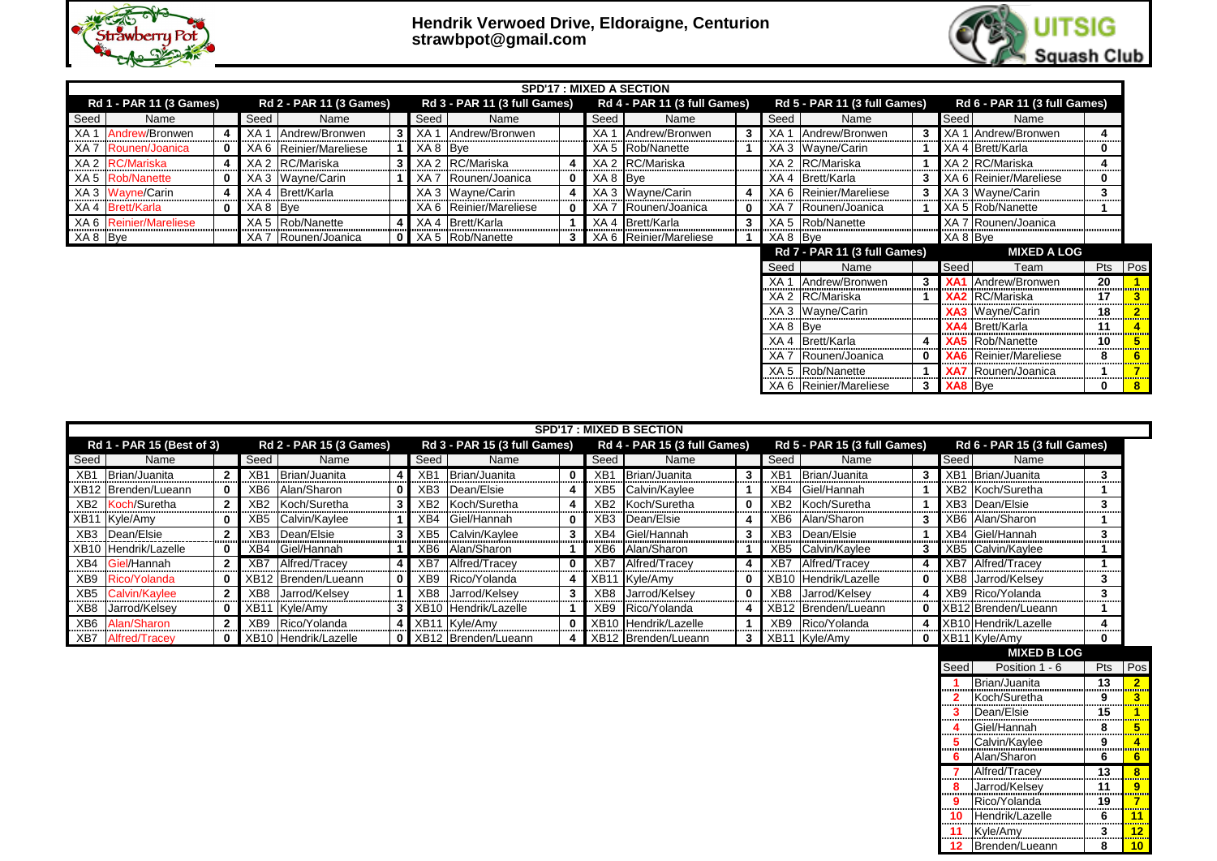**Hendrik Verwoed Drive, Eldoraigne, Centurion**
**strawbpot@gmail.com**

## SPD'17 : MIXED A SECTION

| Rd 1 - PAR 11 (3 Games) | | | Rd 2 - PAR 11 (3 Games) | | | Rd 3 - PAR 11 (3 full Games) | | | Rd 4 - PAR 11 (3 full Games) | | | Rd 5 - PAR 11 (3 full Games) | | | Rd 6 - PAR 11 (3 full Games) | | |
|---|---|---|---|---|---|---|---|---|---|---|---|---|---|---|---|---|---|
| Seed | Name | | Seed | Name | | Seed | Name | | Seed | Name | | Seed | Name | | Seed | Name | |
| XA 1 | Andrew/Bronwen | 4 | XA 1 | Andrew/Bronwen | 3 | XA 1 | Andrew/Bronwen | | XA 1 | Andrew/Bronwen | 3 | XA 1 | Andrew/Bronwen | 3 | XA 1 | Andrew/Bronwen | 4 |
| XA 7 | Rounen/Joanica | 0 | XA 6 | Reinier/Mareliese | 1 | XA 8 | Bye | | XA 5 | Rob/Nanette | 1 | XA 3 | Wayne/Carin | 1 | XA 4 | Brett/Karla | 0 |
| XA 2 | RC/Mariska | 4 | XA 2 | RC/Mariska | 3 | XA 2 | RC/Mariska | 4 | XA 2 | RC/Mariska | | XA 2 | RC/Mariska | 1 | XA 2 | RC/Mariska | 4 |
| XA 5 | Rob/Nanette | 0 | XA 3 | Wayne/Carin | 1 | XA 7 | Rounen/Joanica | 0 | XA 8 | Bye | | XA 4 | Brett/Karla | 3 | XA 6 | Reinier/Mareliese | 0 |
| XA 3 | Wayne/Carin | 4 | XA 4 | Brett/Karla | | XA 3 | Wayne/Carin | 4 | XA 3 | Wayne/Carin | 4 | XA 6 | Reinier/Mareliese | 3 | XA 3 | Wayne/Carin | 3 |
| XA 4 | Brett/Karla | 0 | XA 8 | Bye | | XA 6 | Reinier/Mareliese | 0 | XA 7 | Rounen/Joanica | 0 | XA 7 | Rounen/Joanica | 1 | XA 5 | Rob/Nanette | 1 |
| XA 6 | Reinier/Mareliese | | XA 5 | Rob/Nanette | 4 | XA 4 | Brett/Karla | 1 | XA 4 | Brett/Karla | 3 | XA 5 | Rob/Nanette | | XA 7 | Rounen/Joanica | |
| XA 8 | Bye | | XA 7 | Rounen/Joanica | 0 | XA 5 | Rob/Nanette | 3 | XA 6 | Reinier/Mareliese | 1 | XA 8 | Bye | | XA 8 | Bye | |

| Rd 7 - PAR 11 (3 full Games) | | |
|---|---|---|
| Seed | Name | |
| XA 1 | Andrew/Bronwen | 3 |
| XA 2 | RC/Mariska | 1 |
| XA 3 | Wayne/Carin | |
| XA 8 | Bye | |
| XA 4 | Brett/Karla | 4 |
| XA 7 | Rounen/Joanica | 0 |
| XA 5 | Rob/Nanette | 1 |
| XA 6 | Reinier/Mareliese | 3 |

**MIXED A LOG**

| Seed | Team | Pts | Pos |
|---|---|---|---|
| XA1 | Andrew/Bronwen | 20 | 1 |
| XA2 | RC/Mariska | 17 | 3 |
| XA3 | Wayne/Carin | 18 | 2 |
| XA4 | Brett/Karla | 11 | 4 |
| XA5 | Rob/Nanette | 10 | 5 |
| XA6 | Reinier/Mareliese | 8 | 6 |
| XA7 | Rounen/Joanica | 1 | 7 |
| XA8 | Bye | 0 | 8 |

## SPD'17 : MIXED B SECTION

| Rd 1 - PAR 15 (Best of 3) | | | Rd 2 - PAR 15 (3 Games) | | | Rd 3 - PAR 15 (3 full Games) | | | Rd 4 - PAR 15 (3 full Games) | | | Rd 5 - PAR 15 (3 full Games) | | | Rd 6 - PAR 15 (3 full Games) | | |
|---|---|---|---|---|---|---|---|---|---|---|---|---|---|---|---|---|---|
| Seed | Name | | Seed | Name | | Seed | Name | | Seed | Name | | Seed | Name | | Seed | Name | |
| XB1 | Brian/Juanita | 2 | XB1 | Brian/Juanita | 4 | XB1 | Brian/Juanita | 0 | XB1 | Brian/Juanita | 3 | XB1 | Brian/Juanita | 3 | XB1 | Brian/Juanita | 3 |
| XB12 | Brenden/Lueann | 0 | XB6 | Alan/Sharon | 0 | XB3 | Dean/Elsie | 4 | XB5 | Calvin/Kaylee | 1 | XB4 | Giel/Hannah | 1 | XB2 | Koch/Suretha | 1 |
| XB2 | Koch/Suretha | 2 | XB2 | Koch/Suretha | 3 | XB2 | Koch/Suretha | 4 | XB2 | Koch/Suretha | 0 | XB2 | Koch/Suretha | 1 | XB3 | Dean/Elsie | 3 |
| XB11 | Kyle/Amy | 0 | XB5 | Calvin/Kaylee | 1 | XB4 | Giel/Hannah | 0 | XB3 | Dean/Elsie | 4 | XB6 | Alan/Sharon | 3 | XB6 | Alan/Sharon | 1 |
| XB3 | Dean/Elsie | 2 | XB3 | Dean/Elsie | 3 | XB5 | Calvin/Kaylee | 3 | XB4 | Giel/Hannah | 3 | XB3 | Dean/Elsie | 1 | XB4 | Giel/Hannah | 3 |
| XB10 | Hendrik/Lazelle | 0 | XB4 | Giel/Hannah | 1 | XB6 | Alan/Sharon | 1 | XB6 | Alan/Sharon | 1 | XB5 | Calvin/Kaylee | 3 | XB5 | Calvin/Kaylee | 1 |
| XB4 | Giel/Hannah | 2 | XB7 | Alfred/Tracey | 4 | XB7 | Alfred/Tracey | 0 | XB7 | Alfred/Tracey | 4 | XB7 | Alfred/Tracey | 4 | XB7 | Alfred/Tracey | 1 |
| XB9 | Rico/Yolanda | 0 | XB12 | Brenden/Lueann | 0 | XB9 | Rico/Yolanda | 4 | XB11 | Kyle/Amy | 0 | XB10 | Hendrik/Lazelle | 0 | XB8 | Jarrod/Kelsey | 3 |
| XB5 | Calvin/Kaylee | 2 | XB8 | Jarrod/Kelsey | 1 | XB8 | Jarrod/Kelsey | 3 | XB8 | Jarrod/Kelsey | 0 | XB8 | Jarrod/Kelsey | 4 | XB9 | Rico/Yolanda | 3 |
| XB8 | Jarrod/Kelsey | 0 | XB11 | Kyle/Amy | 3 | XB10 | Hendrik/Lazelle | 1 | XB9 | Rico/Yolanda | 4 | XB12 | Brenden/Lueann | 0 | XB12 | Brenden/Lueann | 1 |
| XB6 | Alan/Sharon | 2 | XB9 | Rico/Yolanda | 4 | XB11 | Kyle/Amy | 0 | XB10 | Hendrik/Lazelle | 1 | XB9 | Rico/Yolanda | 4 | XB10 | Hendrik/Lazelle | 4 |
| XB7 | Alfred/Tracey | 0 | XB10 | Hendrik/Lazelle | 0 | XB12 | Brenden/Lueann | 4 | XB12 | Brenden/Lueann | 3 | XB11 | Kyle/Amy | 0 | XB11 | Kyle/Amy | 0 |

**MIXED B LOG**

| Seed | Position 1 - 6 | Pts | Pos |
|---|---|---|---|
| 1 | Brian/Juanita | 13 | 2 |
| 2 | Koch/Suretha | 9 | 3 |
| 3 | Dean/Elsie | 15 | 1 |
| 4 | Giel/Hannah | 8 | 5 |
| 5 | Calvin/Kaylee | 9 | 4 |
| 6 | Alan/Sharon | 6 | 6 |
| 7 | Alfred/Tracey | 13 | 8 |
| 8 | Jarrod/Kelsey | 11 | 9 |
| 9 | Rico/Yolanda | 19 | 7 |
| 10 | Hendrik/Lazelle | 6 | 11 |
| 11 | Kyle/Amy | 3 | 12 |
| 12 | Brenden/Lueann | 8 | 10 |